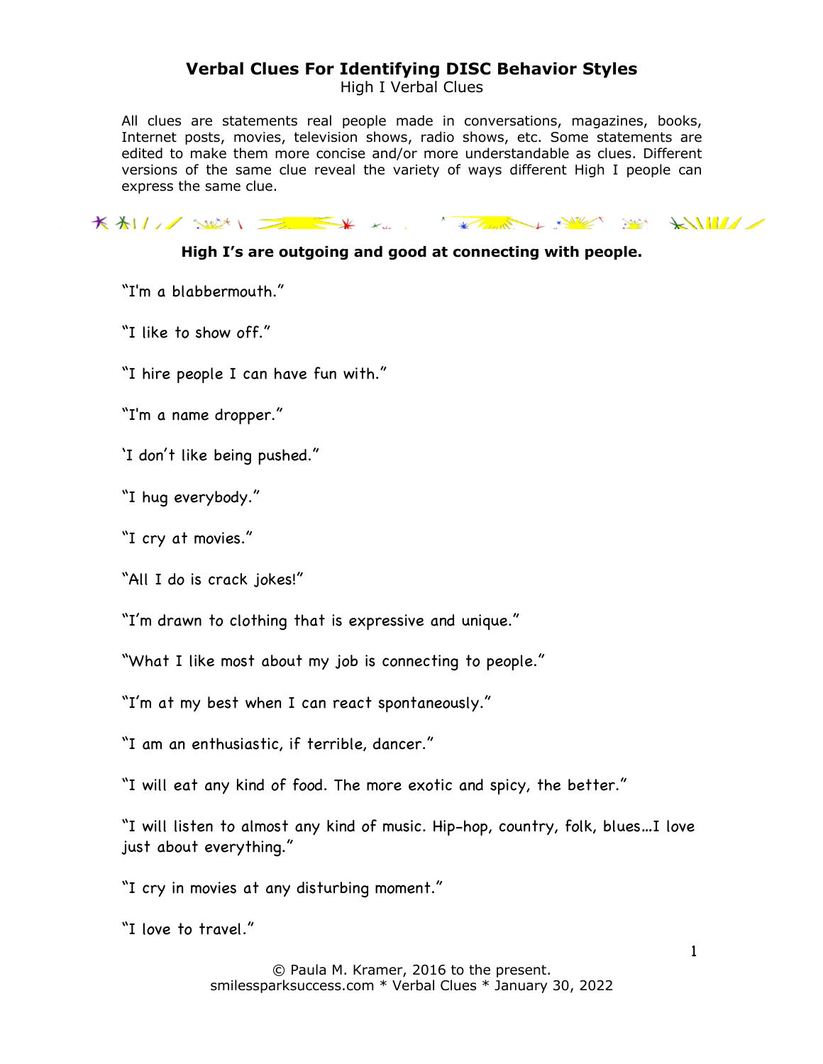# Verbal Clues For Identifying DISC Behavior Styles

High I Verbal Clues

All clues are statements real people made in conversations, magazines, books, Internet posts, movies, television shows, radio shows, etc. Some statements are edited to make them more concise and/or more understandable as clues. Different versions of the same clue reveal the variety of ways different High I people can express the same clue.

**High I's are outgoing and good at connecting with people.**

"I'm a blabbermouth."

"I like to show off."

"I hire people I can have fun with."

"I'm a name dropper."

'I don't like being pushed."

"I hug everybody."

"I cry at movies."

"All I do is crack jokes!"

"I'm drawn to clothing that is expressive and unique."

"What I like most about my job is connecting to people."

"I'm at my best when I can react spontaneously."

"I am an enthusiastic, if terrible, dancer."

"I will eat any kind of food. The more exotic and spicy, the better."

"I will listen to almost any kind of music. Hip-hop, country, folk, blues…I love just about everything."

"I cry in movies at any disturbing moment."

"I love to travel."

© Paula M. Kramer, 2016 to the present.
smilessparksuccess.com * Verbal Clues * January 30, 2022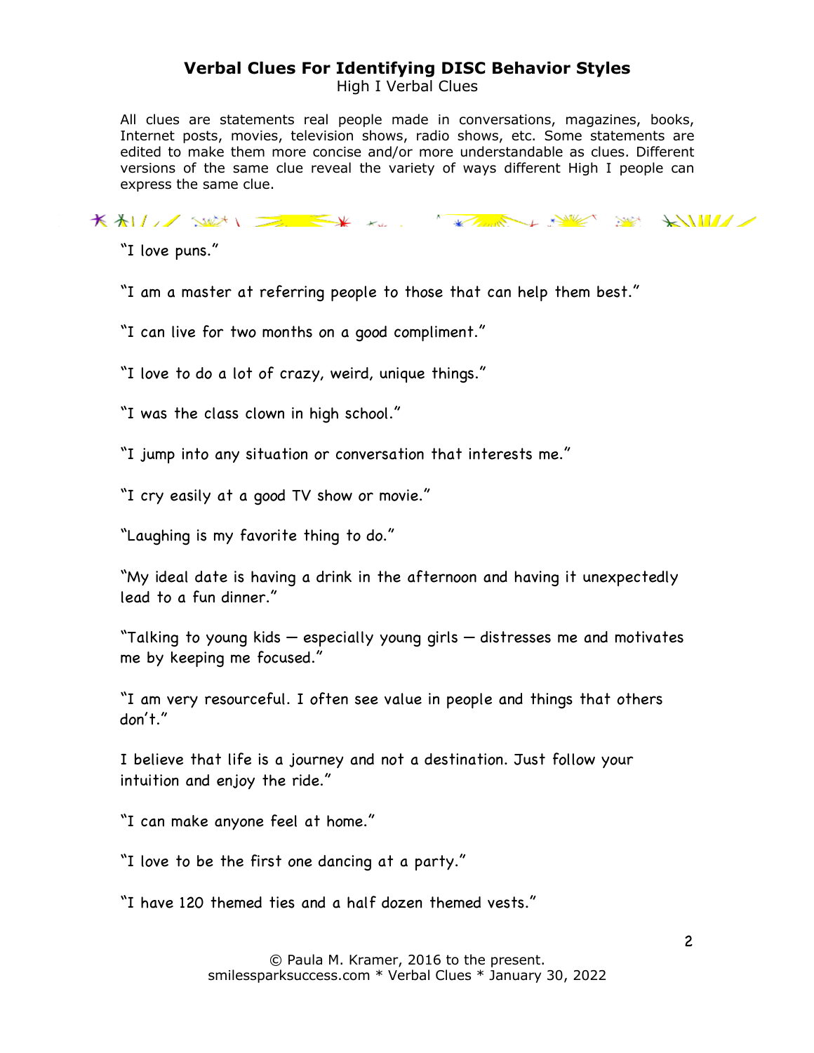# Verbal Clues For Identifying DISC Behavior Styles

High I Verbal Clues

All clues are statements real people made in conversations, magazines, books, Internet posts, movies, television shows, radio shows, etc. Some statements are edited to make them more concise and/or more understandable as clues. Different versions of the same clue reveal the variety of ways different High I people can express the same clue.

"I love puns."

"I am a master at referring people to those that can help them best."

"I can live for two months on a good compliment."

"I love to do a lot of crazy, weird, unique things."

"I was the class clown in high school."

"I jump into any situation or conversation that interests me."

"I cry easily at a good TV show or movie."

"Laughing is my favorite thing to do."

"My ideal date is having a drink in the afternoon and having it unexpectedly lead to a fun dinner."

"Talking to young kids — especially young girls — distresses me and motivates me by keeping me focused."

"I am very resourceful. I often see value in people and things that others don't."

I believe that life is a journey and not a destination. Just follow your intuition and enjoy the ride."

"I can make anyone feel at home."

"I love to be the first one dancing at a party."

"I have 120 themed ties and a half dozen themed vests."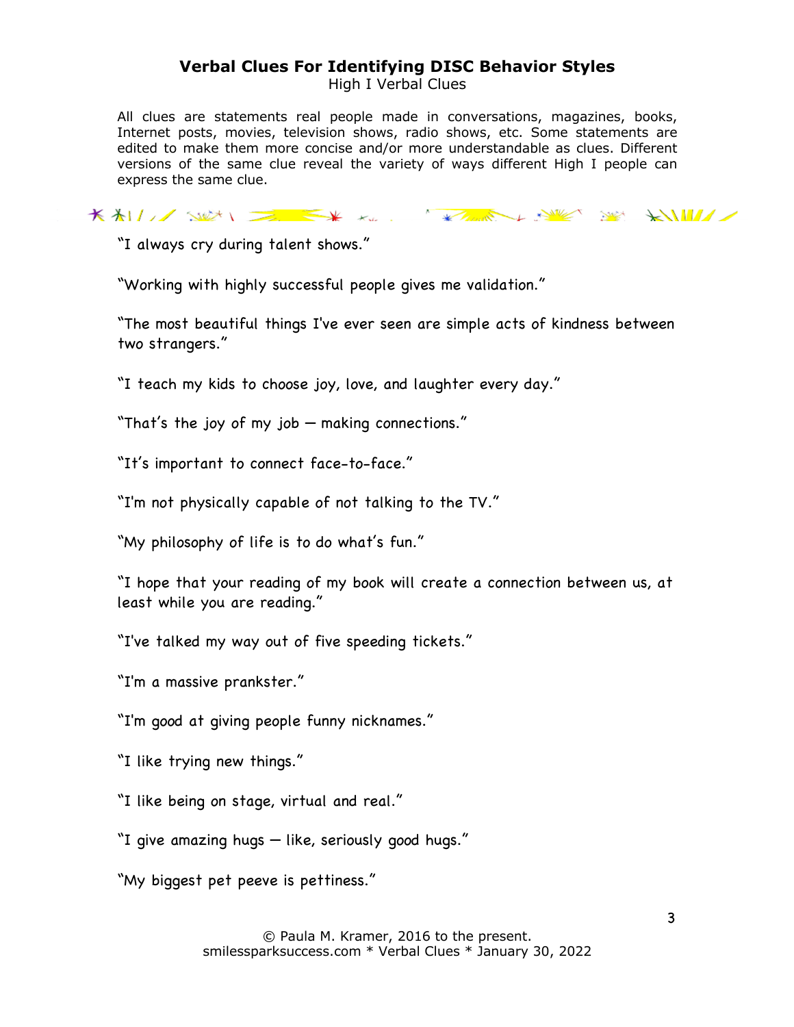# Verbal Clues For Identifying DISC Behavior Styles

High I Verbal Clues

All clues are statements real people made in conversations, magazines, books, Internet posts, movies, television shows, radio shows, etc. Some statements are edited to make them more concise and/or more understandable as clues. Different versions of the same clue reveal the variety of ways different High I people can express the same clue.

"I always cry during talent shows."

"Working with highly successful people gives me validation."

"The most beautiful things I've ever seen are simple acts of kindness between two strangers."

"I teach my kids to choose joy, love, and laughter every day."

"That's the joy of my job — making connections."

"It's important to connect face-to-face."

"I'm not physically capable of not talking to the TV."

"My philosophy of life is to do what's fun."

"I hope that your reading of my book will create a connection between us, at least while you are reading."

"I've talked my way out of five speeding tickets."

"I'm a massive prankster."

"I'm good at giving people funny nicknames."

"I like trying new things."

"I like being on stage, virtual and real."

"I give amazing hugs — like, seriously good hugs."

"My biggest pet peeve is pettiness."

© Paula M. Kramer, 2016 to the present.
smilessparksuccess.com * Verbal Clues * January 30, 2022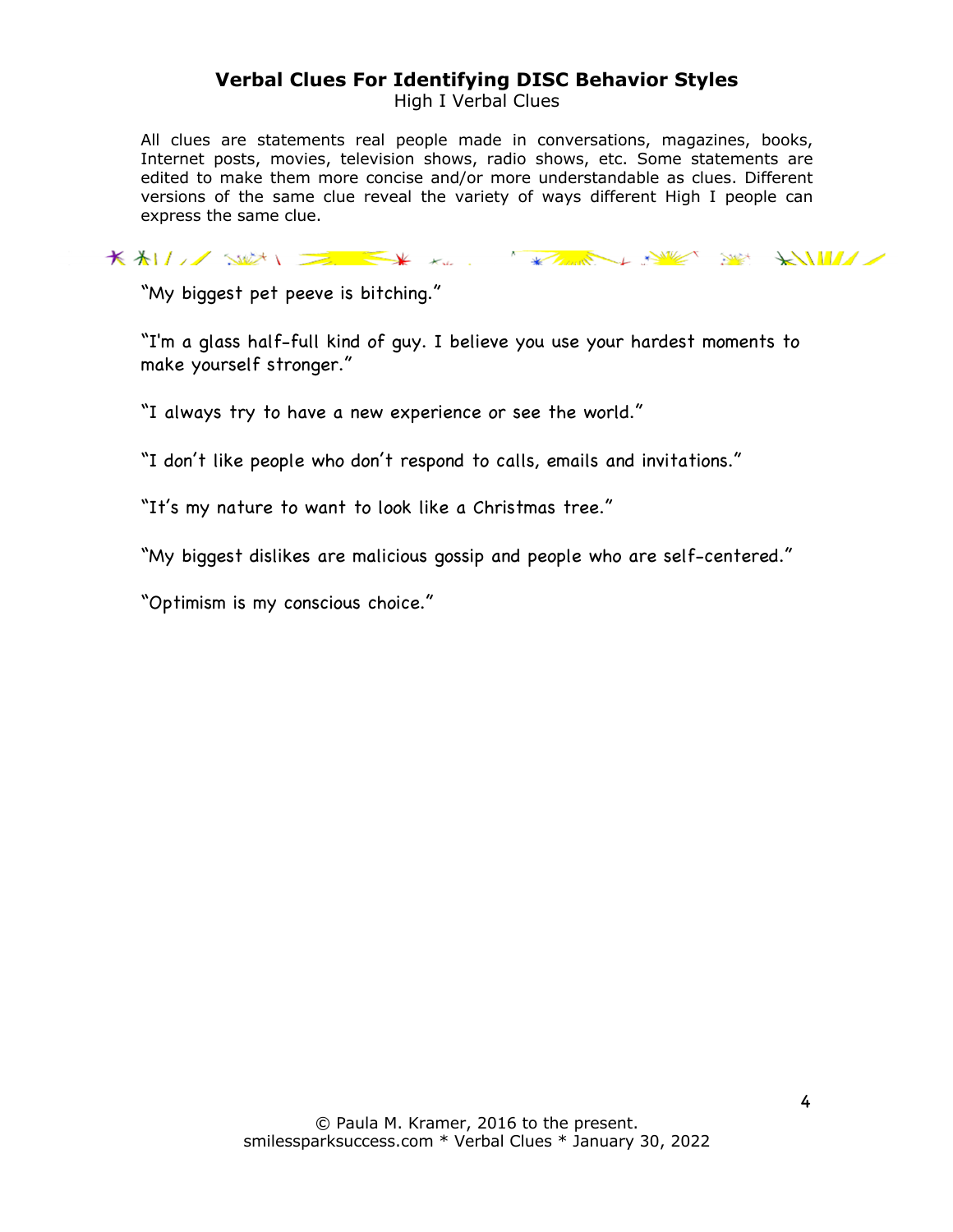# Verbal Clues For Identifying DISC Behavior Styles

High I Verbal Clues

All clues are statements real people made in conversations, magazines, books, Internet posts, movies, television shows, radio shows, etc. Some statements are edited to make them more concise and/or more understandable as clues. Different versions of the same clue reveal the variety of ways different High I people can express the same clue.

"My biggest pet peeve is bitching."

"I'm a glass half-full kind of guy. I believe you use your hardest moments to make yourself stronger."

"I always try to have a new experience or see the world."

"I don't like people who don't respond to calls, emails and invitations."

"It's my nature to want to look like a Christmas tree."

"My biggest dislikes are malicious gossip and people who are self-centered."

"Optimism is my conscious choice."

© Paula M. Kramer, 2016 to the present.
smilessparksuccess.com * Verbal Clues * January 30, 2022